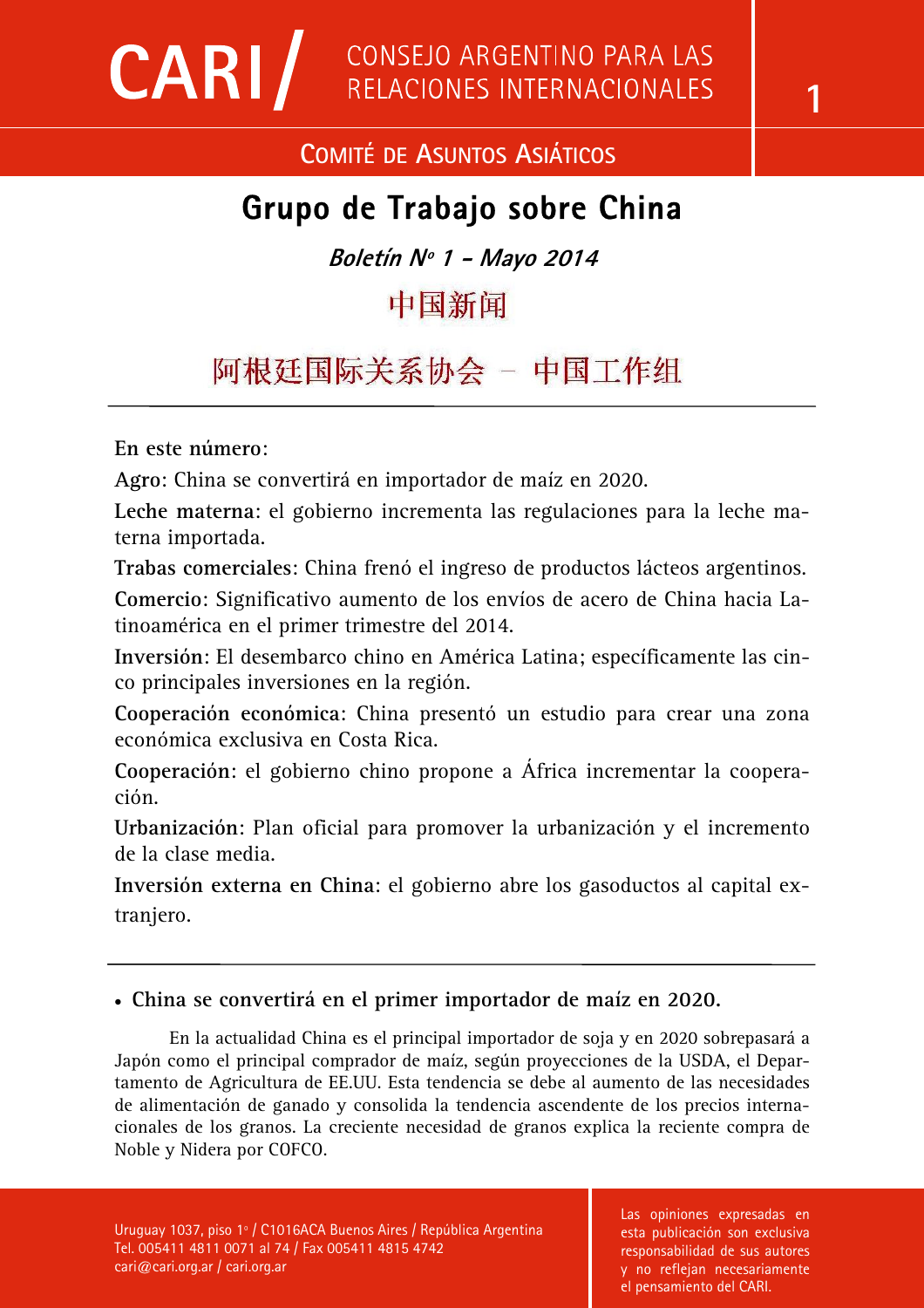# CARI / CONSEJO ARGENTINO PARA LAS RELACIONES INTERNACIONALES

## Comité de Asuntos Asiáticos

# Grupo de Trabajo sobre China

***Boletín Nº 1 - Mayo 2014***

中国新闻

阿根廷国际关系协会 – 中国工作组

---

**En este número**:

**Agro**: China se convertirá en importador de maíz en 2020.

**Leche materna**: el gobierno incrementa las regulaciones para la leche materna importada.

**Trabas comerciales**: China frenó el ingreso de productos lácteos argentinos.

**Comercio**: Significativo aumento de los envíos de acero de China hacia Latinoamérica en el primer trimestre del 2014.

**Inversión**: El desembarco chino en América Latina; específicamente las cinco principales inversiones en la región.

**Cooperación económica**: China presentó un estudio para crear una zona económica exclusiva en Costa Rica.

**Cooperación**: el gobierno chino propone a África incrementar la cooperación.

**Urbanización**: Plan oficial para promover la urbanización y el incremento de la clase media.

**Inversión externa en China**: el gobierno abre los gasoductos al capital extranjero.

---

- **China se convertirá en el primer importador de maíz en 2020.**

En la actualidad China es el principal importador de soja y en 2020 sobrepasará a Japón como el principal comprador de maíz, según proyecciones de la USDA, el Departamento de Agricultura de EE.UU. Esta tendencia se debe al aumento de las necesidades de alimentación de ganado y consolida la tendencia ascendente de los precios internacionales de los granos. La creciente necesidad de granos explica la reciente compra de Noble y Nidera por COFCO.

Uruguay 1037, piso 1º / C1016ACA Buenos Aires / República Argentina
Tel. 005411 4811 0071 al 74 / Fax 005411 4815 4742
cari@cari.org.ar / cari.org.ar

Las opiniones expresadas en esta publicación son exclusiva responsabilidad de sus autores y no reflejan necesariamente el pensamiento del CARI.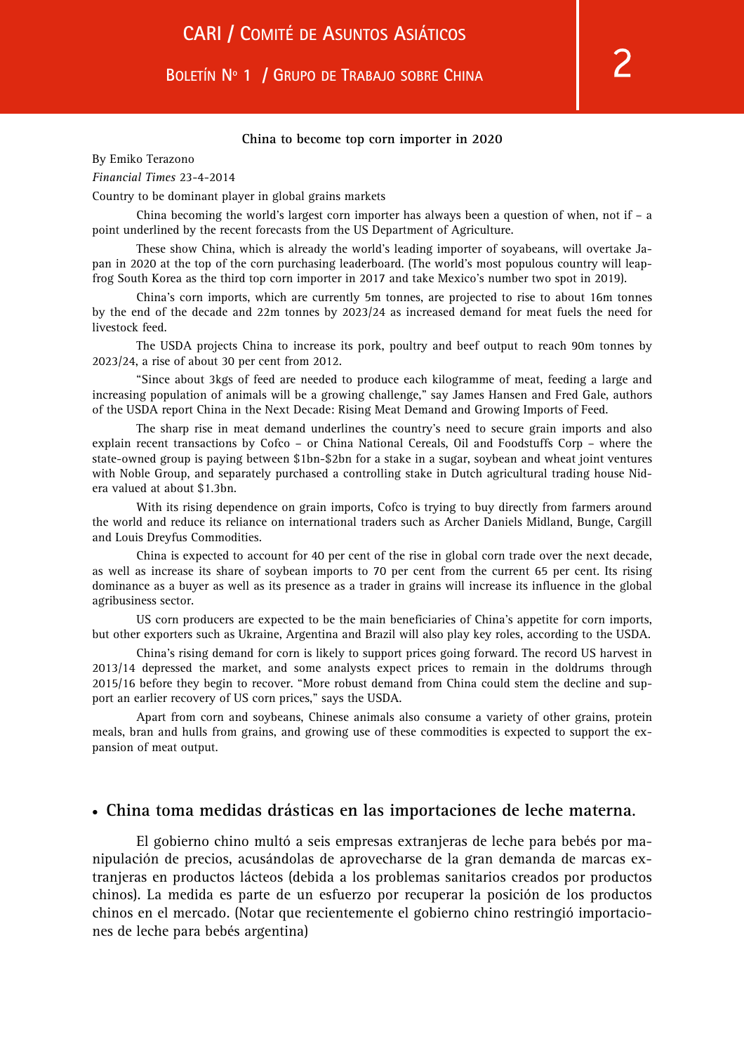**China to become top corn importer in 2020**

By Emiko Terazono

*Financial Times* 23-4-2014

Country to be dominant player in global grains markets

China becoming the world's largest corn importer has always been a question of when, not if – a point underlined by the recent forecasts from the US Department of Agriculture.

These show China, which is already the world's leading importer of soyabeans, will overtake Japan in 2020 at the top of the corn purchasing leaderboard. (The world's most populous country will leapfrog South Korea as the third top corn importer in 2017 and take Mexico's number two spot in 2019).

China's corn imports, which are currently 5m tonnes, are projected to rise to about 16m tonnes by the end of the decade and 22m tonnes by 2023/24 as increased demand for meat fuels the need for livestock feed.

The USDA projects China to increase its pork, poultry and beef output to reach 90m tonnes by 2023/24, a rise of about 30 per cent from 2012.

"Since about 3kgs of feed are needed to produce each kilogramme of meat, feeding a large and increasing population of animals will be a growing challenge," say James Hansen and Fred Gale, authors of the USDA report China in the Next Decade: Rising Meat Demand and Growing Imports of Feed.

The sharp rise in meat demand underlines the country's need to secure grain imports and also explain recent transactions by Cofco – or China National Cereals, Oil and Foodstuffs Corp – where the state-owned group is paying between $1bn-$2bn for a stake in a sugar, soybean and wheat joint ventures with Noble Group, and separately purchased a controlling stake in Dutch agricultural trading house Nidera valued at about $1.3bn.

With its rising dependence on grain imports, Cofco is trying to buy directly from farmers around the world and reduce its reliance on international traders such as Archer Daniels Midland, Bunge, Cargill and Louis Dreyfus Commodities.

China is expected to account for 40 per cent of the rise in global corn trade over the next decade, as well as increase its share of soybean imports to 70 per cent from the current 65 per cent. Its rising dominance as a buyer as well as its presence as a trader in grains will increase its influence in the global agribusiness sector.

US corn producers are expected to be the main beneficiaries of China's appetite for corn imports, but other exporters such as Ukraine, Argentina and Brazil will also play key roles, according to the USDA.

China's rising demand for corn is likely to support prices going forward. The record US harvest in 2013/14 depressed the market, and some analysts expect prices to remain in the doldrums through 2015/16 before they begin to recover. "More robust demand from China could stem the decline and support an earlier recovery of US corn prices," says the USDA.

Apart from corn and soybeans, Chinese animals also consume a variety of other grains, protein meals, bran and hulls from grains, and growing use of these commodities is expected to support the expansion of meat output.

- **China toma medidas drásticas en las importaciones de leche materna.**

El gobierno chino multó a seis empresas extranjeras de leche para bebés por manipulación de precios, acusándolas de aprovecharse de la gran demanda de marcas extranjeras en productos lácteos (debida a los problemas sanitarios creados por productos chinos). La medida es parte de un esfuerzo por recuperar la posición de los productos chinos en el mercado. (Notar que recientemente el gobierno chino restringió importaciones de leche para bebés argentina)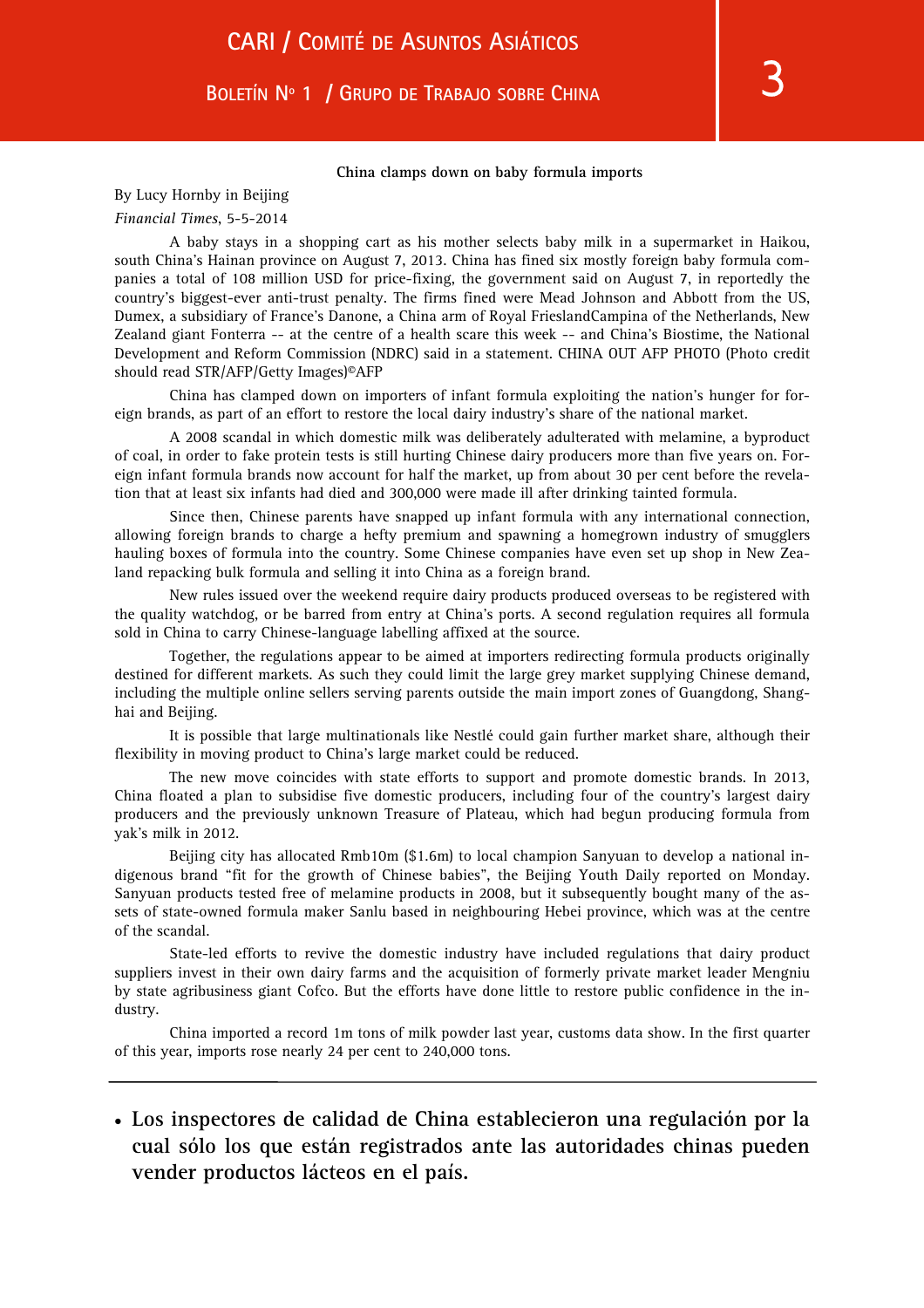**China clamps down on baby formula imports**

By Lucy Hornby in Beijing

*Financial Times*, 5-5-2014

A baby stays in a shopping cart as his mother selects baby milk in a supermarket in Haikou, south China's Hainan province on August 7, 2013. China has fined six mostly foreign baby formula companies a total of 108 million USD for price-fixing, the government said on August 7, in reportedly the country's biggest-ever anti-trust penalty. The firms fined were Mead Johnson and Abbott from the US, Dumex, a subsidiary of France's Danone, a China arm of Royal FrieslandCampina of the Netherlands, New Zealand giant Fonterra -- at the centre of a health scare this week -- and China's Biostime, the National Development and Reform Commission (NDRC) said in a statement. CHINA OUT AFP PHOTO (Photo credit should read STR/AFP/Getty Images)©AFP

China has clamped down on importers of infant formula exploiting the nation's hunger for foreign brands, as part of an effort to restore the local dairy industry's share of the national market.

A 2008 scandal in which domestic milk was deliberately adulterated with melamine, a byproduct of coal, in order to fake protein tests is still hurting Chinese dairy producers more than five years on. Foreign infant formula brands now account for half the market, up from about 30 per cent before the revelation that at least six infants had died and 300,000 were made ill after drinking tainted formula.

Since then, Chinese parents have snapped up infant formula with any international connection, allowing foreign brands to charge a hefty premium and spawning a homegrown industry of smugglers hauling boxes of formula into the country. Some Chinese companies have even set up shop in New Zealand repacking bulk formula and selling it into China as a foreign brand.

New rules issued over the weekend require dairy products produced overseas to be registered with the quality watchdog, or be barred from entry at China's ports. A second regulation requires all formula sold in China to carry Chinese-language labelling affixed at the source.

Together, the regulations appear to be aimed at importers redirecting formula products originally destined for different markets. As such they could limit the large grey market supplying Chinese demand, including the multiple online sellers serving parents outside the main import zones of Guangdong, Shanghai and Beijing.

It is possible that large multinationals like Nestlé could gain further market share, although their flexibility in moving product to China's large market could be reduced.

The new move coincides with state efforts to support and promote domestic brands. In 2013, China floated a plan to subsidise five domestic producers, including four of the country's largest dairy producers and the previously unknown Treasure of Plateau, which had begun producing formula from yak's milk in 2012.

Beijing city has allocated Rmb10m ($1.6m) to local champion Sanyuan to develop a national indigenous brand "fit for the growth of Chinese babies", the Beijing Youth Daily reported on Monday. Sanyuan products tested free of melamine products in 2008, but it subsequently bought many of the assets of state-owned formula maker Sanlu based in neighbouring Hebei province, which was at the centre of the scandal.

State-led efforts to revive the domestic industry have included regulations that dairy product suppliers invest in their own dairy farms and the acquisition of formerly private market leader Mengniu by state agribusiness giant Cofco. But the efforts have done little to restore public confidence in the industry.

China imported a record 1m tons of milk powder last year, customs data show. In the first quarter of this year, imports rose nearly 24 per cent to 240,000 tons.

---

- **Los inspectores de calidad de China establecieron una regulación por la cual sólo los que están registrados ante las autoridades chinas pueden vender productos lácteos en el país.**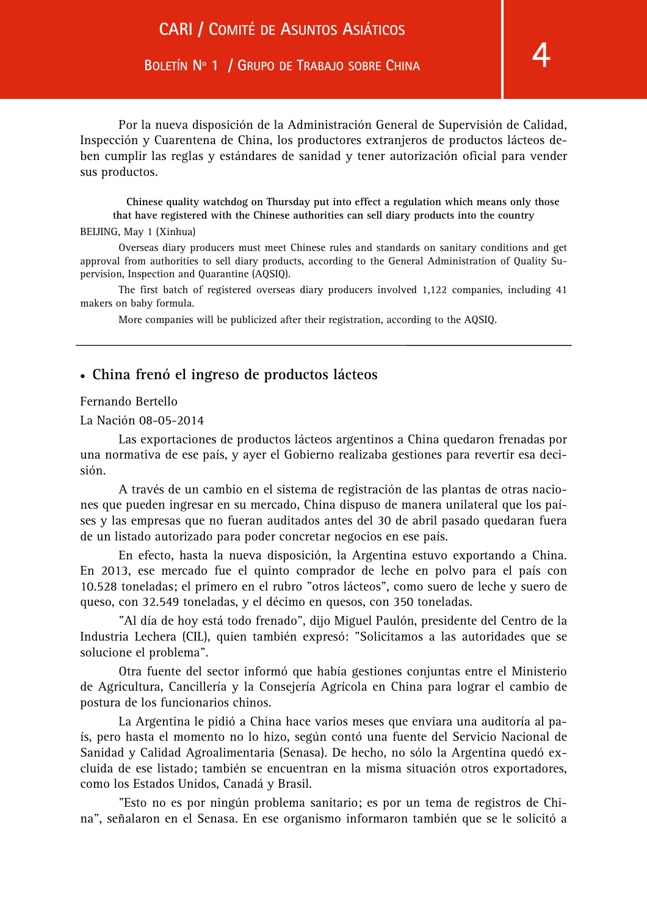Por la nueva disposición de la Administración General de Supervisión de Calidad, Inspección y Cuarentena de China, los productores extranjeros de productos lácteos deben cumplir las reglas y estándares de sanidad y tener autorización oficial para vender sus productos.

**Chinese quality watchdog on Thursday put into effect a regulation which means only those that have registered with the Chinese authorities can sell diary products into the country**

BEIJING, May 1 (Xinhua)

Overseas diary producers must meet Chinese rules and standards on sanitary conditions and get approval from authorities to sell diary products, according to the General Administration of Quality Supervision, Inspection and Quarantine (AQSIQ).

The first batch of registered overseas diary producers involved 1,122 companies, including 41 makers on baby formula.

More companies will be publicized after their registration, according to the AQSIQ.

---

## • China frenó el ingreso de productos lácteos

Fernando Bertello

La Nación 08-05-2014

Las exportaciones de productos lácteos argentinos a China quedaron frenadas por una normativa de ese país, y ayer el Gobierno realizaba gestiones para revertir esa decisión.

A través de un cambio en el sistema de registración de las plantas de otras naciones que pueden ingresar en su mercado, China dispuso de manera unilateral que los países y las empresas que no fueran auditados antes del 30 de abril pasado quedaran fuera de un listado autorizado para poder concretar negocios en ese país.

En efecto, hasta la nueva disposición, la Argentina estuvo exportando a China. En 2013, ese mercado fue el quinto comprador de leche en polvo para el país con 10.528 toneladas; el primero en el rubro "otros lácteos", como suero de leche y suero de queso, con 32.549 toneladas, y el décimo en quesos, con 350 toneladas.

"Al día de hoy está todo frenado", dijo Miguel Paulón, presidente del Centro de la Industria Lechera (CIL), quien también expresó: "Solicitamos a las autoridades que se solucione el problema".

Otra fuente del sector informó que había gestiones conjuntas entre el Ministerio de Agricultura, Cancillería y la Consejería Agrícola en China para lograr el cambio de postura de los funcionarios chinos.

La Argentina le pidió a China hace varios meses que enviara una auditoría al país, pero hasta el momento no lo hizo, según contó una fuente del Servicio Nacional de Sanidad y Calidad Agroalimentaria (Senasa). De hecho, no sólo la Argentina quedó excluida de ese listado; también se encuentran en la misma situación otros exportadores, como los Estados Unidos, Canadá y Brasil.

"Esto no es por ningún problema sanitario; es por un tema de registros de China", señalaron en el Senasa. En ese organismo informaron también que se le solicitó a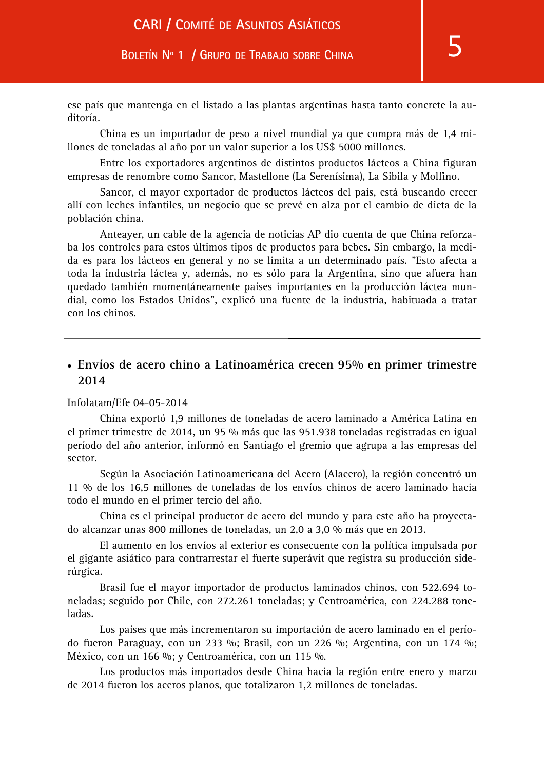ese país que mantenga en el listado a las plantas argentinas hasta tanto concrete la auditoría.

China es un importador de peso a nivel mundial ya que compra más de 1,4 millones de toneladas al año por un valor superior a los US$ 5000 millones.

Entre los exportadores argentinos de distintos productos lácteos a China figuran empresas de renombre como Sancor, Mastellone (La Serenísima), La Sibila y Molfino.

Sancor, el mayor exportador de productos lácteos del país, está buscando crecer allí con leches infantiles, un negocio que se prevé en alza por el cambio de dieta de la población china.

Anteayer, un cable de la agencia de noticias AP dio cuenta de que China reforzaba los controles para estos últimos tipos de productos para bebes. Sin embargo, la medida es para los lácteos en general y no se limita a un determinado país. "Esto afecta a toda la industria láctea y, además, no es sólo para la Argentina, sino que afuera han quedado también momentáneamente países importantes en la producción láctea mundial, como los Estados Unidos", explicó una fuente de la industria, habituada a tratar con los chinos.

---

- **Envíos de acero chino a Latinoamérica crecen 95% en primer trimestre 2014**

Infolatam/Efe 04-05-2014

China exportó 1,9 millones de toneladas de acero laminado a América Latina en el primer trimestre de 2014, un 95 % más que las 951.938 toneladas registradas en igual período del año anterior, informó en Santiago el gremio que agrupa a las empresas del sector.

Según la Asociación Latinoamericana del Acero (Alacero), la región concentró un 11 % de los 16,5 millones de toneladas de los envíos chinos de acero laminado hacia todo el mundo en el primer tercio del año.

China es el principal productor de acero del mundo y para este año ha proyectado alcanzar unas 800 millones de toneladas, un 2,0 a 3,0 % más que en 2013.

El aumento en los envíos al exterior es consecuente con la política impulsada por el gigante asiático para contrarrestar el fuerte superávit que registra su producción siderúrgica.

Brasil fue el mayor importador de productos laminados chinos, con 522.694 toneladas; seguido por Chile, con 272.261 toneladas; y Centroamérica, con 224.288 toneladas.

Los países que más incrementaron su importación de acero laminado en el período fueron Paraguay, con un 233 %; Brasil, con un 226 %; Argentina, con un 174 %; México, con un 166 %; y Centroamérica, con un 115 %.

Los productos más importados desde China hacia la región entre enero y marzo de 2014 fueron los aceros planos, que totalizaron 1,2 millones de toneladas.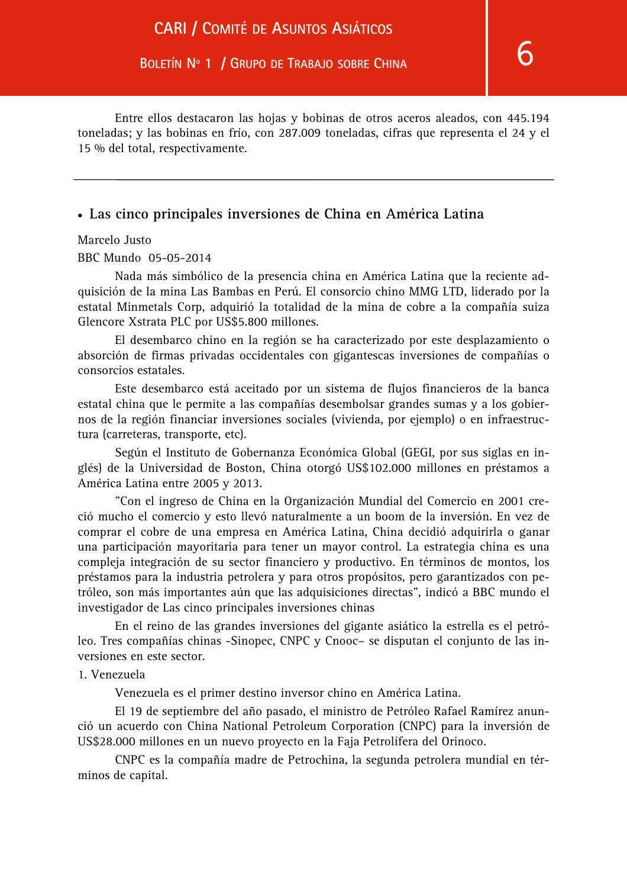Entre ellos destacaron las hojas y bobinas de otros aceros aleados, con 445.194 toneladas; y las bobinas en frío, con 287.009 toneladas, cifras que representa el 24 y el 15 % del total, respectivamente.

---

## • Las cinco principales inversiones de China en América Latina

Marcelo Justo

BBC Mundo 05-05-2014

Nada más simbólico de la presencia china en América Latina que la reciente adquisición de la mina Las Bambas en Perú. El consorcio chino MMG LTD, liderado por la estatal Minmetals Corp, adquirió la totalidad de la mina de cobre a la compañía suiza Glencore Xstrata PLC por US$5.800 millones.

El desembarco chino en la región se ha caracterizado por este desplazamiento o absorción de firmas privadas occidentales con gigantescas inversiones de compañías o consorcios estatales.

Este desembarco está aceitado por un sistema de flujos financieros de la banca estatal china que le permite a las compañías desembolsar grandes sumas y a los gobiernos de la región financiar inversiones sociales (vivienda, por ejemplo) o en infraestructura (carreteras, transporte, etc).

Según el Instituto de Gobernanza Económica Global (GEGI, por sus siglas en inglés) de la Universidad de Boston, China otorgó US$102.000 millones en préstamos a América Latina entre 2005 y 2013.

"Con el ingreso de China en la Organización Mundial del Comercio en 2001 creció mucho el comercio y esto llevó naturalmente a un boom de la inversión. En vez de comprar el cobre de una empresa en América Latina, China decidió adquirirla o ganar una participación mayoritaria para tener un mayor control. La estrategia china es una compleja integración de su sector financiero y productivo. En términos de montos, los préstamos para la industria petrolera y para otros propósitos, pero garantizados con petróleo, son más importantes aún que las adquisiciones directas", indicó a BBC mundo el investigador de Las cinco principales inversiones chinas

En el reino de las grandes inversiones del gigante asiático la estrella es el petróleo. Tres compañías chinas -Sinopec, CNPC y Cnooc– se disputan el conjunto de las inversiones en este sector.

1. Venezuela

Venezuela es el primer destino inversor chino en América Latina.

El 19 de septiembre del año pasado, el ministro de Petróleo Rafael Ramírez anunció un acuerdo con China National Petroleum Corporation (CNPC) para la inversión de US$28.000 millones en un nuevo proyecto en la Faja Petrolífera del Orinoco.

CNPC es la compañía madre de Petrochina, la segunda petrolera mundial en términos de capital.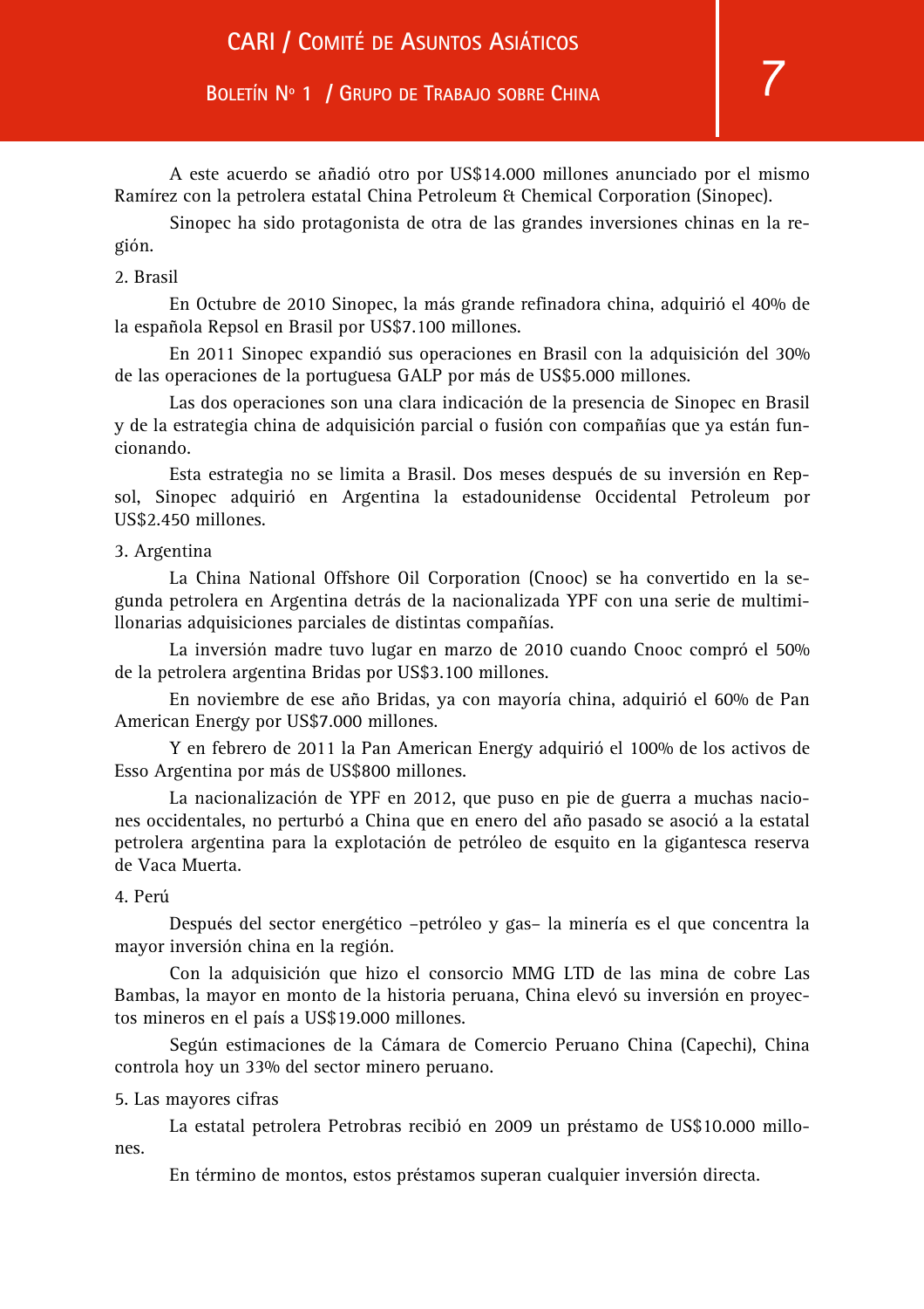A este acuerdo se añadió otro por US$14.000 millones anunciado por el mismo Ramírez con la petrolera estatal China Petroleum & Chemical Corporation (Sinopec).

Sinopec ha sido protagonista de otra de las grandes inversiones chinas en la región.

2. Brasil

En Octubre de 2010 Sinopec, la más grande refinadora china, adquirió el 40% de la española Repsol en Brasil por US$7.100 millones.

En 2011 Sinopec expandió sus operaciones en Brasil con la adquisición del 30% de las operaciones de la portuguesa GALP por más de US$5.000 millones.

Las dos operaciones son una clara indicación de la presencia de Sinopec en Brasil y de la estrategia china de adquisición parcial o fusión con compañías que ya están funcionando.

Esta estrategia no se limita a Brasil. Dos meses después de su inversión en Repsol, Sinopec adquirió en Argentina la estadounidense Occidental Petroleum por US$2.450 millones.

3. Argentina

La China National Offshore Oil Corporation (Cnooc) se ha convertido en la segunda petrolera en Argentina detrás de la nacionalizada YPF con una serie de multimillonarias adquisiciones parciales de distintas compañías.

La inversión madre tuvo lugar en marzo de 2010 cuando Cnooc compró el 50% de la petrolera argentina Bridas por US$3.100 millones.

En noviembre de ese año Bridas, ya con mayoría china, adquirió el 60% de Pan American Energy por US$7.000 millones.

Y en febrero de 2011 la Pan American Energy adquirió el 100% de los activos de Esso Argentina por más de US$800 millones.

La nacionalización de YPF en 2012, que puso en pie de guerra a muchas naciones occidentales, no perturbó a China que en enero del año pasado se asoció a la estatal petrolera argentina para la explotación de petróleo de esquito en la gigantesca reserva de Vaca Muerta.

4. Perú

Después del sector energético –petróleo y gas– la minería es el que concentra la mayor inversión china en la región.

Con la adquisición que hizo el consorcio MMG LTD de las mina de cobre Las Bambas, la mayor en monto de la historia peruana, China elevó su inversión en proyectos mineros en el país a US$19.000 millones.

Según estimaciones de la Cámara de Comercio Peruano China (Capechi), China controla hoy un 33% del sector minero peruano.

5. Las mayores cifras

La estatal petrolera Petrobras recibió en 2009 un préstamo de US$10.000 millones.

En término de montos, estos préstamos superan cualquier inversión directa.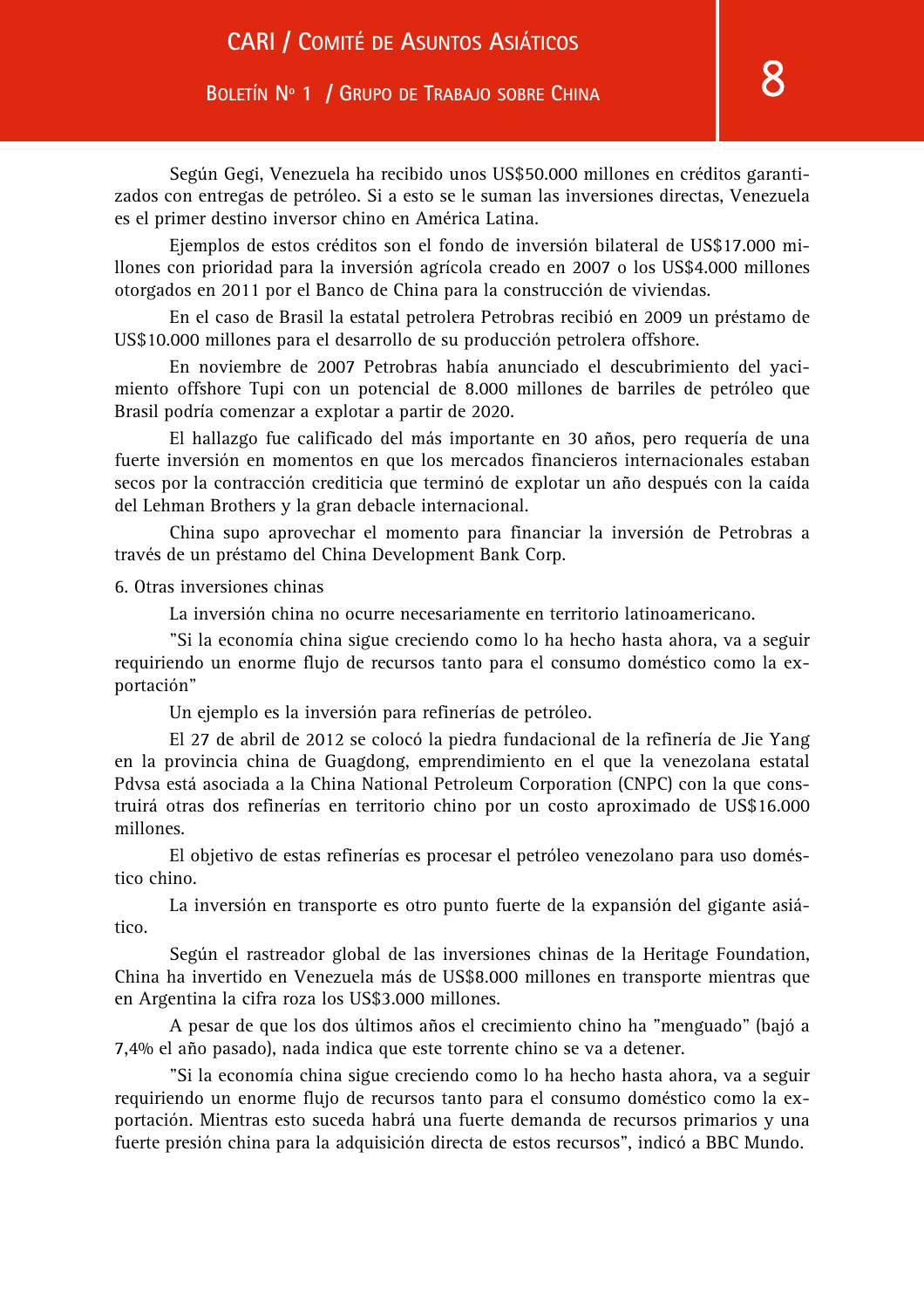Según Gegi, Venezuela ha recibido unos US$50.000 millones en créditos garantizados con entregas de petróleo. Si a esto se le suman las inversiones directas, Venezuela es el primer destino inversor chino en América Latina.

Ejemplos de estos créditos son el fondo de inversión bilateral de US$17.000 millones con prioridad para la inversión agrícola creado en 2007 o los US$4.000 millones otorgados en 2011 por el Banco de China para la construcción de viviendas.

En el caso de Brasil la estatal petrolera Petrobras recibió en 2009 un préstamo de US$10.000 millones para el desarrollo de su producción petrolera offshore.

En noviembre de 2007 Petrobras había anunciado el descubrimiento del yacimiento offshore Tupi con un potencial de 8.000 millones de barriles de petróleo que Brasil podría comenzar a explotar a partir de 2020.

El hallazgo fue calificado del más importante en 30 años, pero requería de una fuerte inversión en momentos en que los mercados financieros internacionales estaban secos por la contracción crediticia que terminó de explotar un año después con la caída del Lehman Brothers y la gran debacle internacional.

China supo aprovechar el momento para financiar la inversión de Petrobras a través de un préstamo del China Development Bank Corp.

6. Otras inversiones chinas

La inversión china no ocurre necesariamente en territorio latinoamericano.

"Si la economía china sigue creciendo como lo ha hecho hasta ahora, va a seguir requiriendo un enorme flujo de recursos tanto para el consumo doméstico como la exportación"

Un ejemplo es la inversión para refinerías de petróleo.

El 27 de abril de 2012 se colocó la piedra fundacional de la refinería de Jie Yang en la provincia china de Guagdong, emprendimiento en el que la venezolana estatal Pdvsa está asociada a la China National Petroleum Corporation (CNPC) con la que construirá otras dos refinerías en territorio chino por un costo aproximado de US$16.000 millones.

El objetivo de estas refinerías es procesar el petróleo venezolano para uso doméstico chino.

La inversión en transporte es otro punto fuerte de la expansión del gigante asiático.

Según el rastreador global de las inversiones chinas de la Heritage Foundation, China ha invertido en Venezuela más de US$8.000 millones en transporte mientras que en Argentina la cifra roza los US$3.000 millones.

A pesar de que los dos últimos años el crecimiento chino ha "menguado" (bajó a 7,4% el año pasado), nada indica que este torrente chino se va a detener.

"Si la economía china sigue creciendo como lo ha hecho hasta ahora, va a seguir requiriendo un enorme flujo de recursos tanto para el consumo doméstico como la exportación. Mientras esto suceda habrá una fuerte demanda de recursos primarios y una fuerte presión china para la adquisición directa de estos recursos", indicó a BBC Mundo.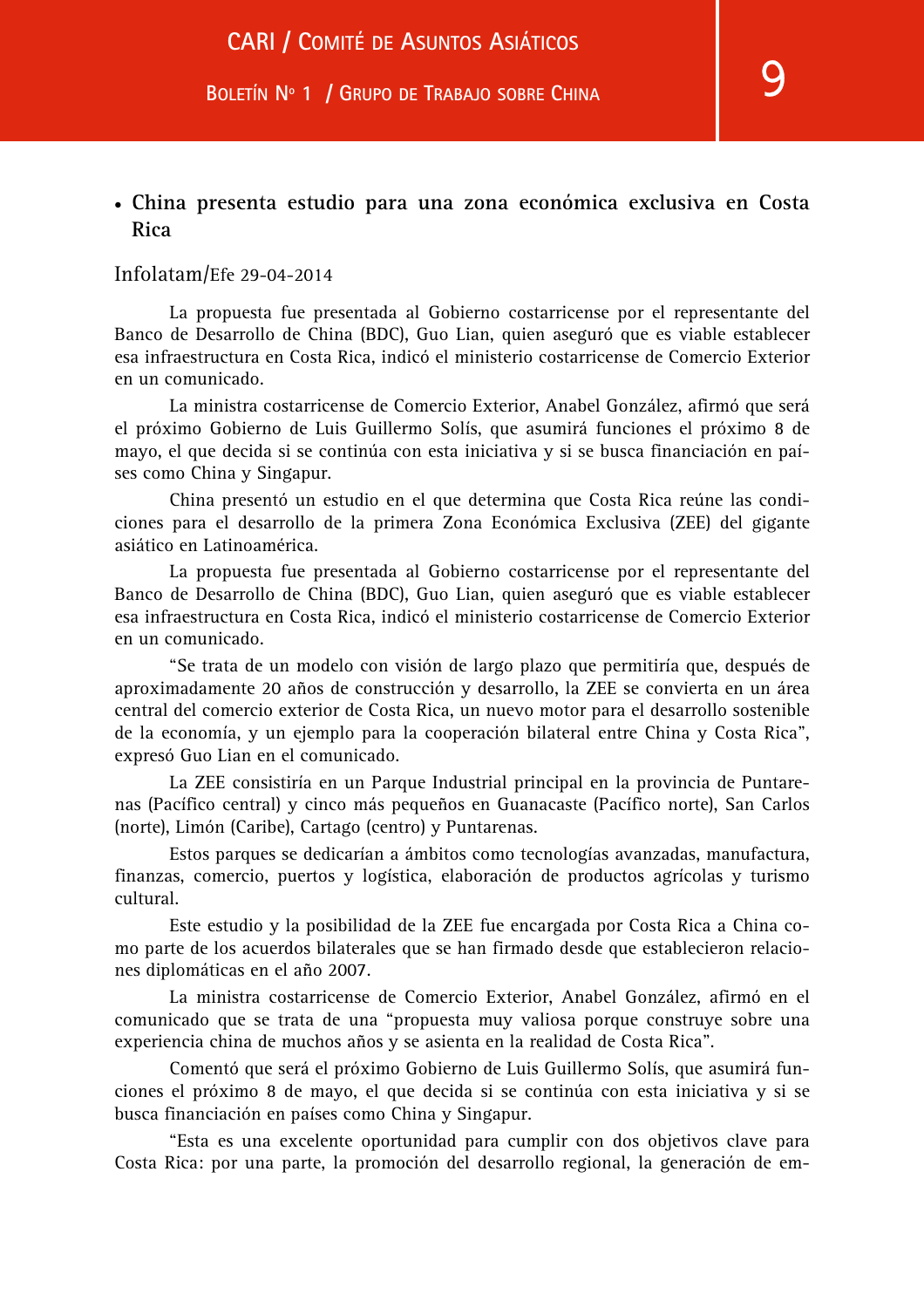- **China presenta estudio para una zona económica exclusiva en Costa Rica**

Infolatam/Efe 29-04-2014

La propuesta fue presentada al Gobierno costarricense por el representante del Banco de Desarrollo de China (BDC), Guo Lian, quien aseguró que es viable establecer esa infraestructura en Costa Rica, indicó el ministerio costarricense de Comercio Exterior en un comunicado.

La ministra costarricense de Comercio Exterior, Anabel González, afirmó que será el próximo Gobierno de Luis Guillermo Solís, que asumirá funciones el próximo 8 de mayo, el que decida si se continúa con esta iniciativa y si se busca financiación en países como China y Singapur.

China presentó un estudio en el que determina que Costa Rica reúne las condiciones para el desarrollo de la primera Zona Económica Exclusiva (ZEE) del gigante asiático en Latinoamérica.

La propuesta fue presentada al Gobierno costarricense por el representante del Banco de Desarrollo de China (BDC), Guo Lian, quien aseguró que es viable establecer esa infraestructura en Costa Rica, indicó el ministerio costarricense de Comercio Exterior en un comunicado.

"Se trata de un modelo con visión de largo plazo que permitiría que, después de aproximadamente 20 años de construcción y desarrollo, la ZEE se convierta en un área central del comercio exterior de Costa Rica, un nuevo motor para el desarrollo sostenible de la economía, y un ejemplo para la cooperación bilateral entre China y Costa Rica", expresó Guo Lian en el comunicado.

La ZEE consistiría en un Parque Industrial principal en la provincia de Puntarenas (Pacífico central) y cinco más pequeños en Guanacaste (Pacífico norte), San Carlos (norte), Limón (Caribe), Cartago (centro) y Puntarenas.

Estos parques se dedicarían a ámbitos como tecnologías avanzadas, manufactura, finanzas, comercio, puertos y logística, elaboración de productos agrícolas y turismo cultural.

Este estudio y la posibilidad de la ZEE fue encargada por Costa Rica a China como parte de los acuerdos bilaterales que se han firmado desde que establecieron relaciones diplomáticas en el año 2007.

La ministra costarricense de Comercio Exterior, Anabel González, afirmó en el comunicado que se trata de una "propuesta muy valiosa porque construye sobre una experiencia china de muchos años y se asienta en la realidad de Costa Rica".

Comentó que será el próximo Gobierno de Luis Guillermo Solís, que asumirá funciones el próximo 8 de mayo, el que decida si se continúa con esta iniciativa y si se busca financiación en países como China y Singapur.

"Esta es una excelente oportunidad para cumplir con dos objetivos clave para Costa Rica: por una parte, la promoción del desarrollo regional, la generación de em-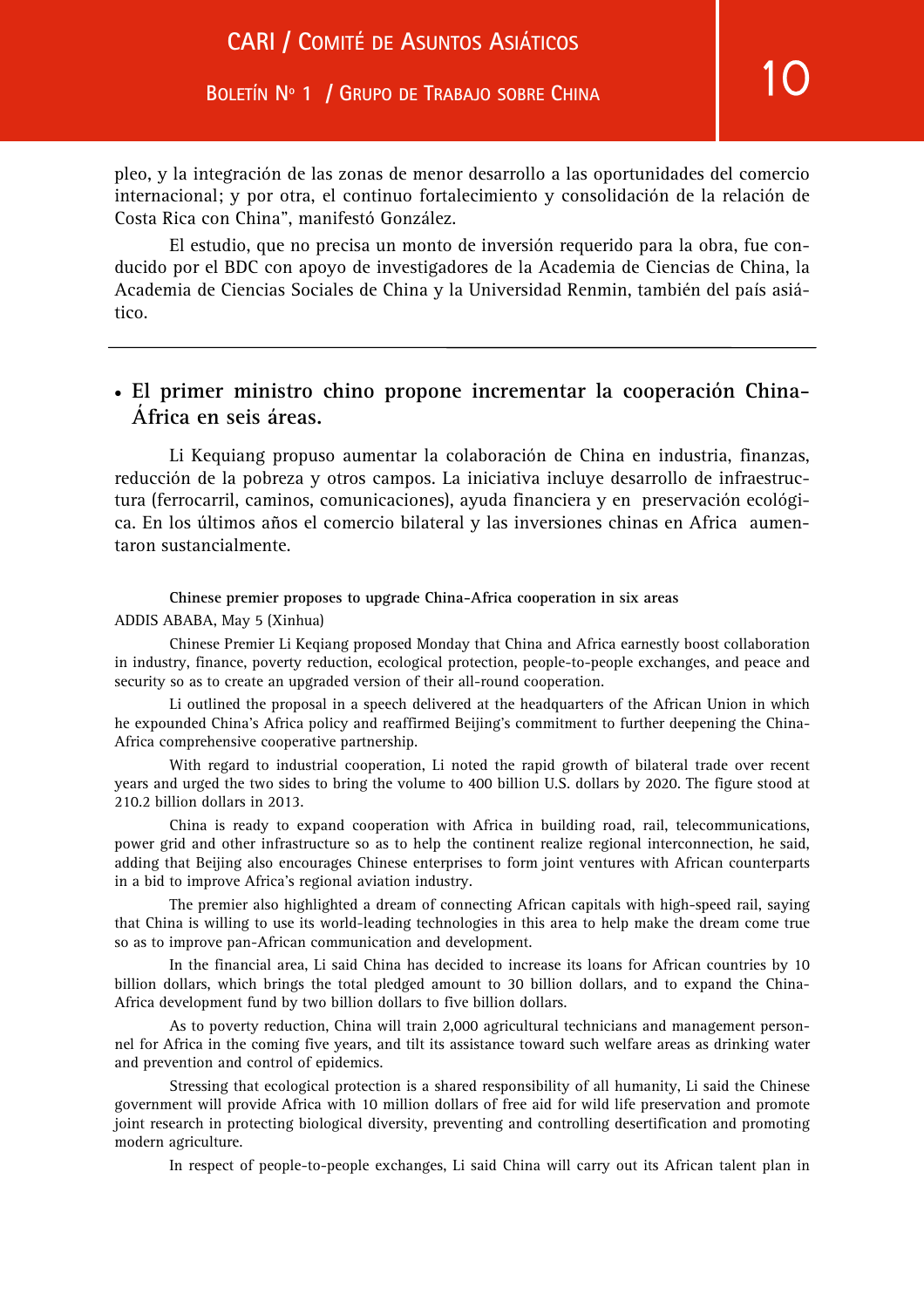pleo, y la integración de las zonas de menor desarrollo a las oportunidades del comercio internacional; y por otra, el continuo fortalecimiento y consolidación de la relación de Costa Rica con China", manifestó González.

El estudio, que no precisa un monto de inversión requerido para la obra, fue conducido por el BDC con apoyo de investigadores de la Academia de Ciencias de China, la Academia de Ciencias Sociales de China y la Universidad Renmin, también del país asiático.

---

- **El primer ministro chino propone incrementar la cooperación China-África en seis áreas.**

Li Kequiang propuso aumentar la colaboración de China en industria, finanzas, reducción de la pobreza y otros campos. La iniciativa incluye desarrollo de infraestructura (ferrocarril, caminos, comunicaciones), ayuda financiera y en preservación ecológica. En los últimos años el comercio bilateral y las inversiones chinas en Africa aumentaron sustancialmente.

**Chinese premier proposes to upgrade China-Africa cooperation in six areas**

ADDIS ABABA, May 5 (Xinhua)

Chinese Premier Li Keqiang proposed Monday that China and Africa earnestly boost collaboration in industry, finance, poverty reduction, ecological protection, people-to-people exchanges, and peace and security so as to create an upgraded version of their all-round cooperation.

Li outlined the proposal in a speech delivered at the headquarters of the African Union in which he expounded China's Africa policy and reaffirmed Beijing's commitment to further deepening the China-Africa comprehensive cooperative partnership.

With regard to industrial cooperation, Li noted the rapid growth of bilateral trade over recent years and urged the two sides to bring the volume to 400 billion U.S. dollars by 2020. The figure stood at 210.2 billion dollars in 2013.

China is ready to expand cooperation with Africa in building road, rail, telecommunications, power grid and other infrastructure so as to help the continent realize regional interconnection, he said, adding that Beijing also encourages Chinese enterprises to form joint ventures with African counterparts in a bid to improve Africa's regional aviation industry.

The premier also highlighted a dream of connecting African capitals with high-speed rail, saying that China is willing to use its world-leading technologies in this area to help make the dream come true so as to improve pan-African communication and development.

In the financial area, Li said China has decided to increase its loans for African countries by 10 billion dollars, which brings the total pledged amount to 30 billion dollars, and to expand the China-Africa development fund by two billion dollars to five billion dollars.

As to poverty reduction, China will train 2,000 agricultural technicians and management personnel for Africa in the coming five years, and tilt its assistance toward such welfare areas as drinking water and prevention and control of epidemics.

Stressing that ecological protection is a shared responsibility of all humanity, Li said the Chinese government will provide Africa with 10 million dollars of free aid for wild life preservation and promote joint research in protecting biological diversity, preventing and controlling desertification and promoting modern agriculture.

In respect of people-to-people exchanges, Li said China will carry out its African talent plan in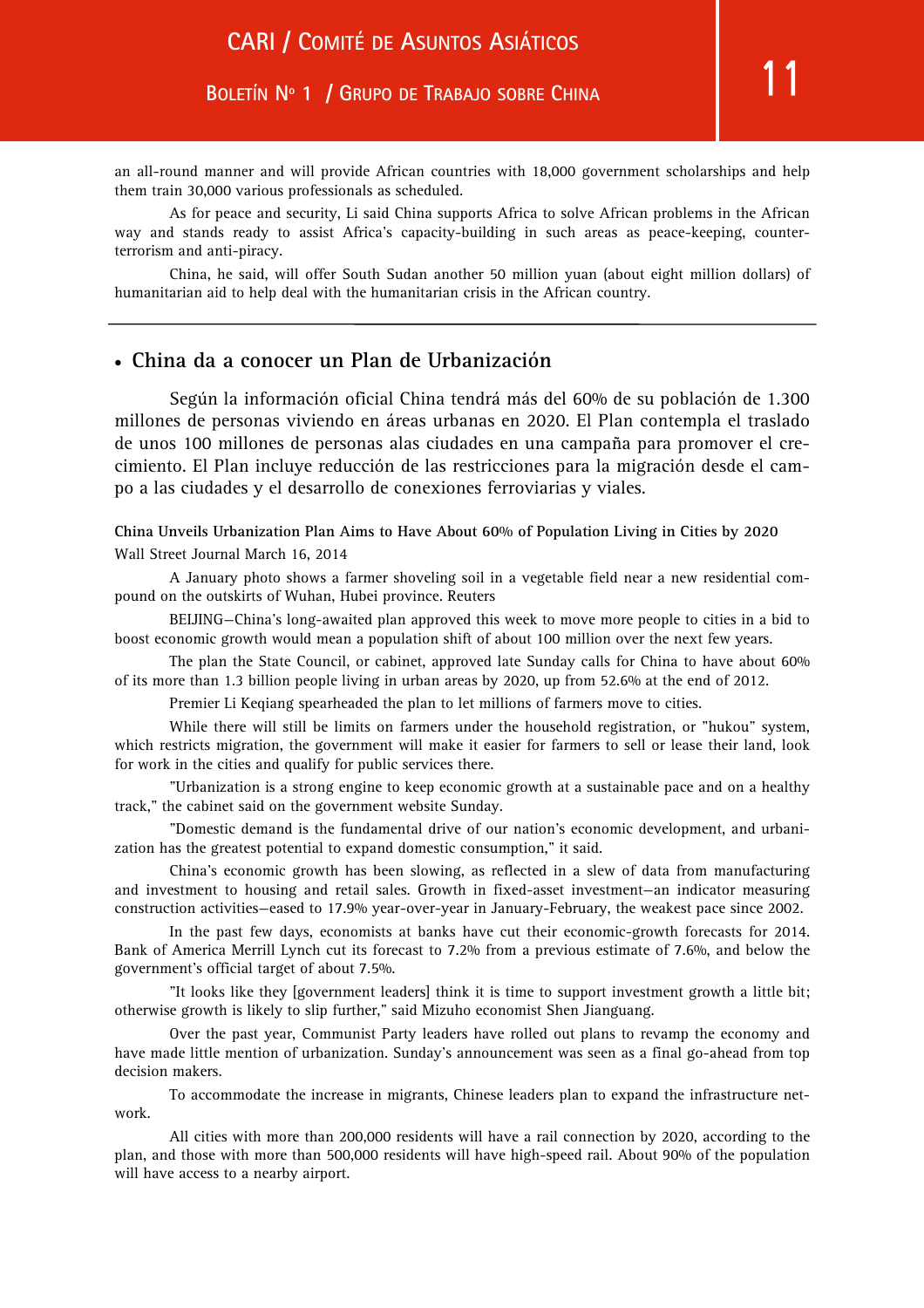an all-round manner and will provide African countries with 18,000 government scholarships and help them train 30,000 various professionals as scheduled.

As for peace and security, Li said China supports Africa to solve African problems in the African way and stands ready to assist Africa's capacity-building in such areas as peace-keeping, counter-terrorism and anti-piracy.

China, he said, will offer South Sudan another 50 million yuan (about eight million dollars) of humanitarian aid to help deal with the humanitarian crisis in the African country.

---

## • China da a conocer un Plan de Urbanización

Según la información oficial China tendrá más del 60% de su población de 1.300 millones de personas viviendo en áreas urbanas en 2020. El Plan contempla el traslado de unos 100 millones de personas alas ciudades en una campaña para promover el crecimiento. El Plan incluye reducción de las restricciones para la migración desde el campo a las ciudades y el desarrollo de conexiones ferroviarias y viales.

**China Unveils Urbanization Plan Aims to Have About 60% of Population Living in Cities by 2020**

Wall Street Journal March 16, 2014

A January photo shows a farmer shoveling soil in a vegetable field near a new residential compound on the outskirts of Wuhan, Hubei province. Reuters

BEIJING—China's long-awaited plan approved this week to move more people to cities in a bid to boost economic growth would mean a population shift of about 100 million over the next few years.

The plan the State Council, or cabinet, approved late Sunday calls for China to have about 60% of its more than 1.3 billion people living in urban areas by 2020, up from 52.6% at the end of 2012.

Premier Li Keqiang spearheaded the plan to let millions of farmers move to cities.

While there will still be limits on farmers under the household registration, or "hukou" system, which restricts migration, the government will make it easier for farmers to sell or lease their land, look for work in the cities and qualify for public services there.

"Urbanization is a strong engine to keep economic growth at a sustainable pace and on a healthy track," the cabinet said on the government website Sunday.

"Domestic demand is the fundamental drive of our nation's economic development, and urbanization has the greatest potential to expand domestic consumption," it said.

China's economic growth has been slowing, as reflected in a slew of data from manufacturing and investment to housing and retail sales. Growth in fixed-asset investment—an indicator measuring construction activities—eased to 17.9% year-over-year in January-February, the weakest pace since 2002.

In the past few days, economists at banks have cut their economic-growth forecasts for 2014. Bank of America Merrill Lynch cut its forecast to 7.2% from a previous estimate of 7.6%, and below the government's official target of about 7.5%.

"It looks like they [government leaders] think it is time to support investment growth a little bit; otherwise growth is likely to slip further," said Mizuho economist Shen Jianguang.

Over the past year, Communist Party leaders have rolled out plans to revamp the economy and have made little mention of urbanization. Sunday's announcement was seen as a final go-ahead from top decision makers.

To accommodate the increase in migrants, Chinese leaders plan to expand the infrastructure network.

All cities with more than 200,000 residents will have a rail connection by 2020, according to the plan, and those with more than 500,000 residents will have high-speed rail. About 90% of the population will have access to a nearby airport.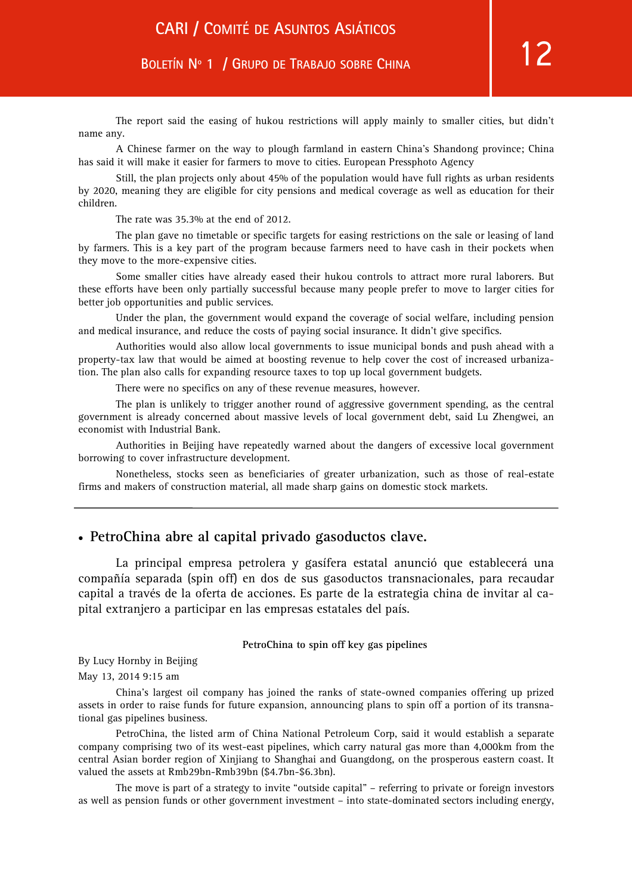The report said the easing of hukou restrictions will apply mainly to smaller cities, but didn't name any.

A Chinese farmer on the way to plough farmland in eastern China's Shandong province; China has said it will make it easier for farmers to move to cities. European Pressphoto Agency

Still, the plan projects only about 45% of the population would have full rights as urban residents by 2020, meaning they are eligible for city pensions and medical coverage as well as education for their children.

The rate was 35.3% at the end of 2012.

The plan gave no timetable or specific targets for easing restrictions on the sale or leasing of land by farmers. This is a key part of the program because farmers need to have cash in their pockets when they move to the more-expensive cities.

Some smaller cities have already eased their hukou controls to attract more rural laborers. But these efforts have been only partially successful because many people prefer to move to larger cities for better job opportunities and public services.

Under the plan, the government would expand the coverage of social welfare, including pension and medical insurance, and reduce the costs of paying social insurance. It didn't give specifics.

Authorities would also allow local governments to issue municipal bonds and push ahead with a property-tax law that would be aimed at boosting revenue to help cover the cost of increased urbanization. The plan also calls for expanding resource taxes to top up local government budgets.

There were no specifics on any of these revenue measures, however.

The plan is unlikely to trigger another round of aggressive government spending, as the central government is already concerned about massive levels of local government debt, said Lu Zhengwei, an economist with Industrial Bank.

Authorities in Beijing have repeatedly warned about the dangers of excessive local government borrowing to cover infrastructure development.

Nonetheless, stocks seen as beneficiaries of greater urbanization, such as those of real-estate firms and makers of construction material, all made sharp gains on domestic stock markets.

---

## • PetroChina abre al capital privado gasoductos clave.

La principal empresa petrolera y gasífera estatal anunció que establecerá una compañía separada (spin off) en dos de sus gasoductos transnacionales, para recaudar capital a través de la oferta de acciones. Es parte de la estrategia china de invitar al capital extranjero a participar en las empresas estatales del país.

**PetroChina to spin off key gas pipelines**

By Lucy Hornby in Beijing

May 13, 2014 9:15 am

China's largest oil company has joined the ranks of state-owned companies offering up prized assets in order to raise funds for future expansion, announcing plans to spin off a portion of its transnational gas pipelines business.

PetroChina, the listed arm of China National Petroleum Corp, said it would establish a separate company comprising two of its west-east pipelines, which carry natural gas more than 4,000km from the central Asian border region of Xinjiang to Shanghai and Guangdong, on the prosperous eastern coast. It valued the assets at Rmb29bn-Rmb39bn ($4.7bn-$6.3bn).

The move is part of a strategy to invite "outside capital" – referring to private or foreign investors as well as pension funds or other government investment – into state-dominated sectors including energy,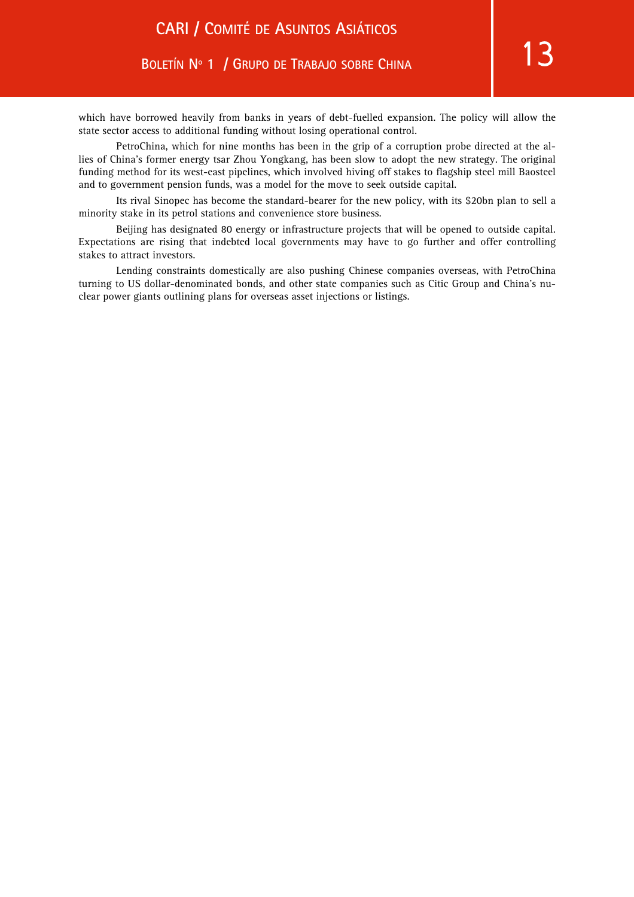which have borrowed heavily from banks in years of debt-fuelled expansion. The policy will allow the state sector access to additional funding without losing operational control.

PetroChina, which for nine months has been in the grip of a corruption probe directed at the allies of China's former energy tsar Zhou Yongkang, has been slow to adopt the new strategy. The original funding method for its west-east pipelines, which involved hiving off stakes to flagship steel mill Baosteel and to government pension funds, was a model for the move to seek outside capital.

Its rival Sinopec has become the standard-bearer for the new policy, with its $20bn plan to sell a minority stake in its petrol stations and convenience store business.

Beijing has designated 80 energy or infrastructure projects that will be opened to outside capital. Expectations are rising that indebted local governments may have to go further and offer controlling stakes to attract investors.

Lending constraints domestically are also pushing Chinese companies overseas, with PetroChina turning to US dollar-denominated bonds, and other state companies such as Citic Group and China's nuclear power giants outlining plans for overseas asset injections or listings.